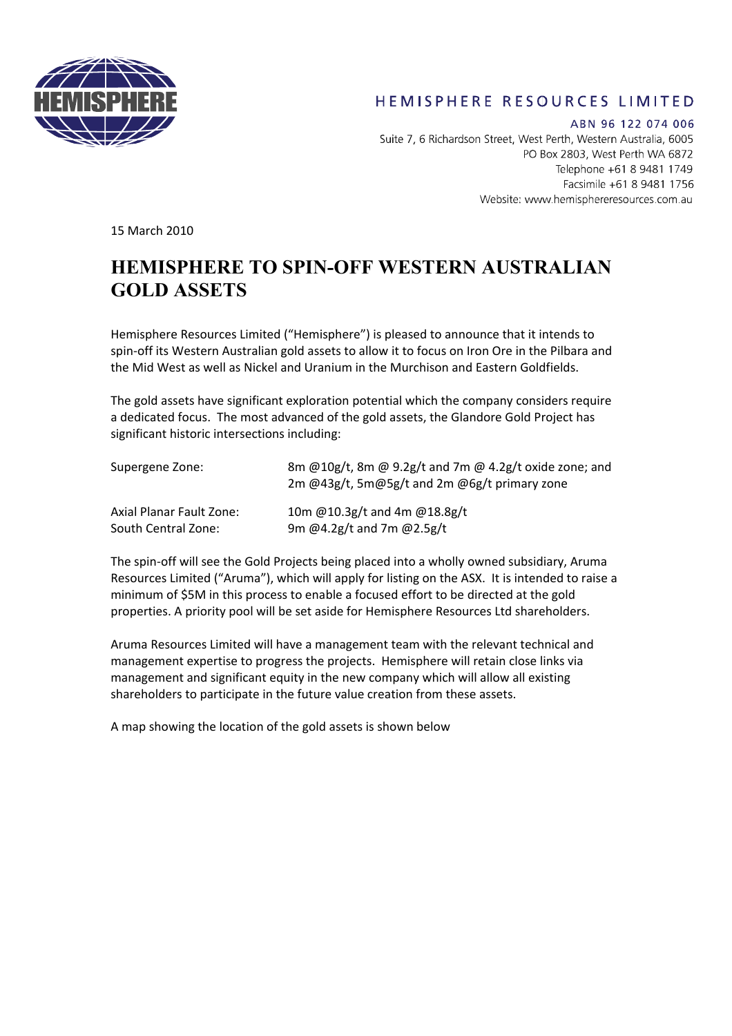HEMISPHERE RESOURCES LIMITED

ABN 96 122 074 006

Suite 7, 6 Richardson Street, West Perth, Western Australia, 6005
PO Box 2803, West Perth WA 6872
Telephone +61 8 9481 1749
Facsimile +61 8 9481 1756
Website: www.hemisphereresources.com.au

15 March 2010

# HEMISPHERE TO SPIN-OFF WESTERN AUSTRALIAN GOLD ASSETS

Hemisphere Resources Limited ("Hemisphere") is pleased to announce that it intends to spin-off its Western Australian gold assets to allow it to focus on Iron Ore in the Pilbara and the Mid West as well as Nickel and Uranium in the Murchison and Eastern Goldfields.

The gold assets have significant exploration potential which the company considers require a dedicated focus. The most advanced of the gold assets, the Glandore Gold Project has significant historic intersections including:

| | |
|---|---|
| Supergene Zone: | 8m @10g/t, 8m @ 9.2g/t and 7m @ 4.2g/t oxide zone; and 2m @43g/t, 5m@5g/t and 2m @6g/t primary zone |
| Axial Planar Fault Zone: | 10m @10.3g/t and 4m @18.8g/t |
| South Central Zone: | 9m @4.2g/t and 7m @2.5g/t |

The spin-off will see the Gold Projects being placed into a wholly owned subsidiary, Aruma Resources Limited ("Aruma"), which will apply for listing on the ASX. It is intended to raise a minimum of $5M in this process to enable a focused effort to be directed at the gold properties. A priority pool will be set aside for Hemisphere Resources Ltd shareholders.

Aruma Resources Limited will have a management team with the relevant technical and management expertise to progress the projects. Hemisphere will retain close links via management and significant equity in the new company which will allow all existing shareholders to participate in the future value creation from these assets.

A map showing the location of the gold assets is shown below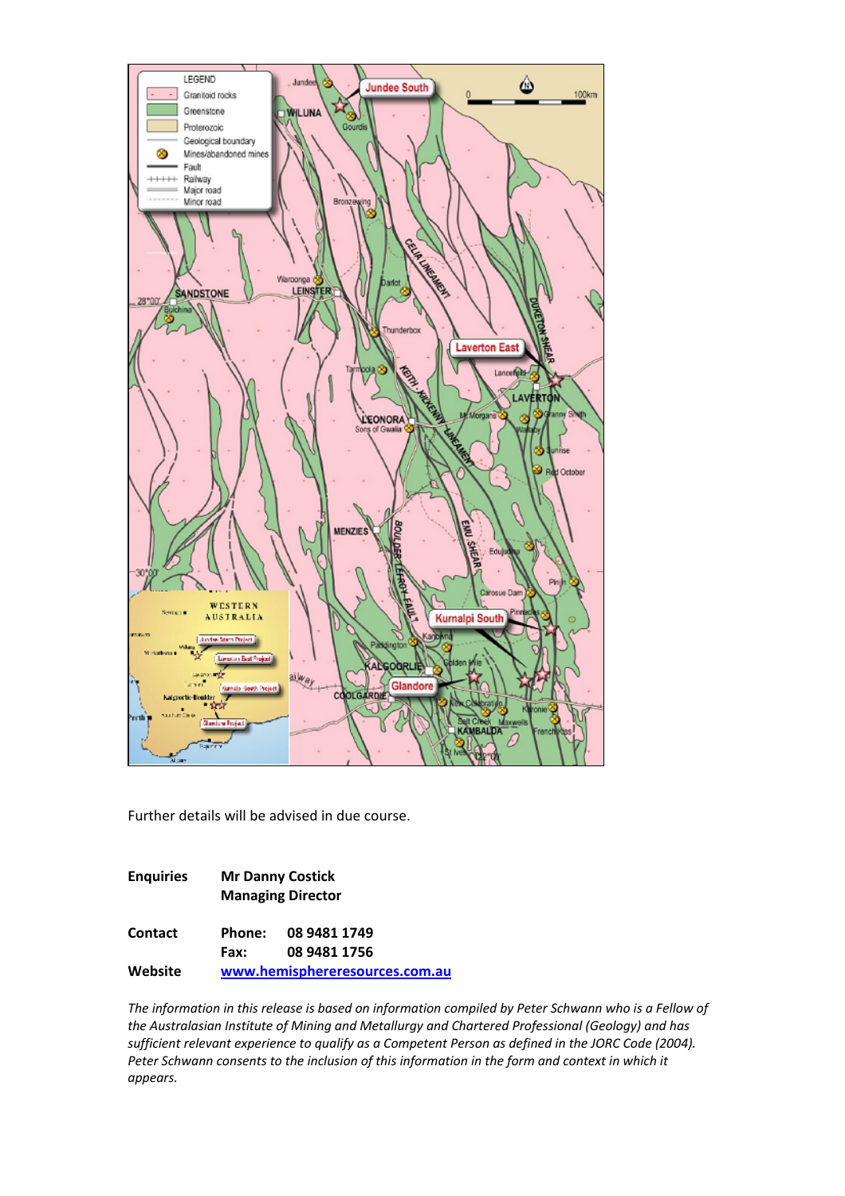Further details will be advised in due course.

| | | |
|---|---|---|
| **Enquiries** | **Mr Danny Costick** | |
| | **Managing Director** | |
| **Contact** | **Phone:** | **08 9481 1749** |
| | **Fax:** | **08 9481 1756** |
| **Website** | **www.hemispehereresources.com.au** | |

*The information in this release is based on information compiled by Peter Schwann who is a Fellow of the Australasian Institute of Mining and Metallurgy and Chartered Professional (Geology) and has sufficient relevant experience to qualify as a Competent Person as defined in the JORC Code (2004). Peter Schwann consents to the inclusion of this information in the form and context in which it appears.*